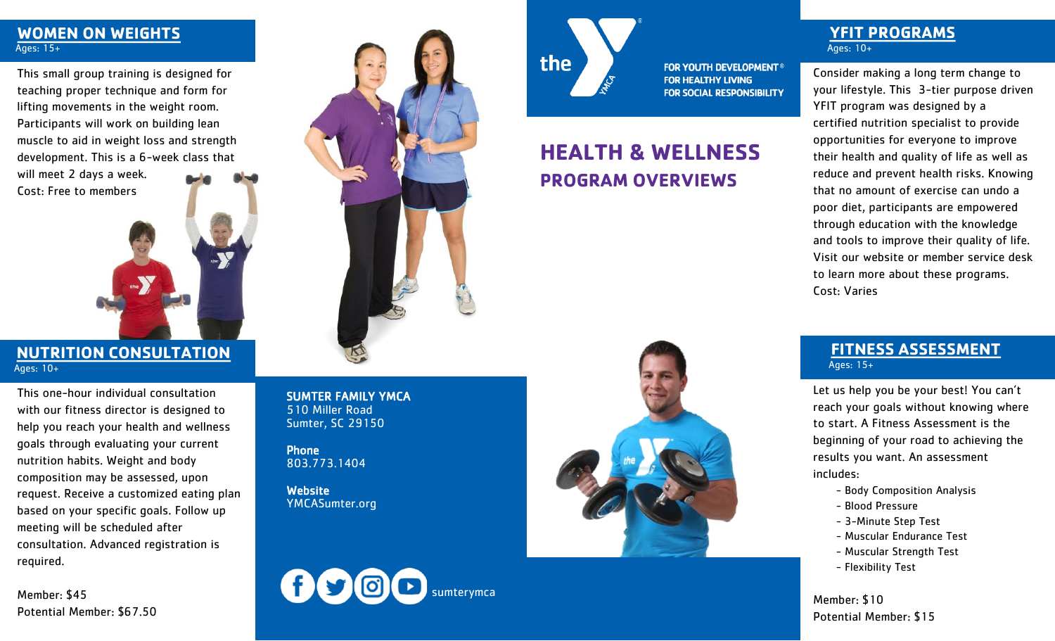# HEALTH & WELLNESS

## PROGRAM OVERVIEWS

FOR YOUTH DEVELOPMENT®
FOR HEALTHY LIVING
FOR SOCIAL RESPONSIBILITY

## WOMEN ON WEIGHTS

Ages: 15+

This small group training is designed for teaching proper technique and form for lifting movements in the weight room. Participants will work on building lean muscle to aid in weight loss and strength development. This is a 6-week class that will meet 2 days a week.

Cost: Free to members

## NUTRITION CONSULTATION

Ages: 10+

This one-hour individual consultation with our fitness director is designed to help you reach your health and wellness goals through evaluating your current nutrition habits. Weight and body composition may be assessed, upon request. Receive a customized eating plan based on your specific goals. Follow up meeting will be scheduled after consultation. Advanced registration is required.

Member: $45
Potential Member: $67.50

**SUMTER FAMILY YMCA**
510 Miller Road
Sumter, SC 29150

**Phone**
803.773.1404

**Website**
YMCASumter.org

sumterymca

## YFIT PROGRAMS

Ages: 10+

Consider making a long term change to your lifestyle. This 3-tier purpose driven YFIT program was designed by a certified nutrition specialist to provide opportunities for everyone to improve their health and quality of life as well as reduce and prevent health risks. Knowing that no amount of exercise can undo a poor diet, participants are empowered through education with the knowledge and tools to improve their quality of life. Visit our website or member service desk to learn more about these programs.

Cost: Varies

## FITNESS ASSESSMENT

Ages: 15+

Let us help you be your best! You can't reach your goals without knowing where to start. A Fitness Assessment is the beginning of your road to achieving the results you want. An assessment includes:

- Body Composition Analysis
- Blood Pressure
- 3-Minute Step Test
- Muscular Endurance Test
- Muscular Strength Test
- Flexibility Test

Member: $10
Potential Member: $15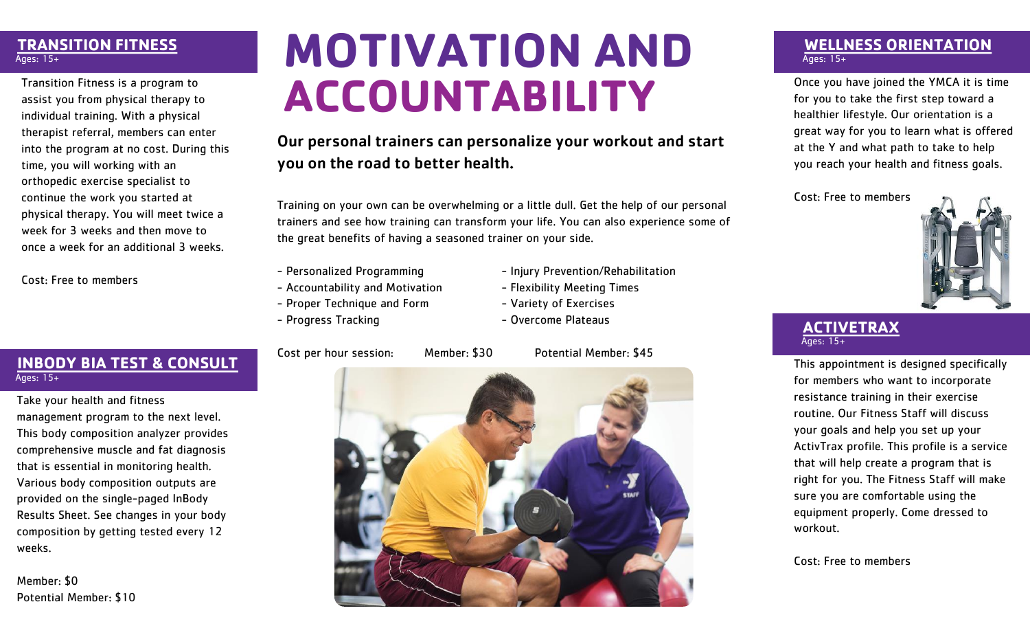## TRANSITION FITNESS

Ages: 15+

Transition Fitness is a program to assist you from physical therapy to individual training. With a physical therapist referral, members can enter into the program at no cost. During this time, you will working with an orthopedic exercise specialist to continue the work you started at physical therapy. You will meet twice a week for 3 weeks and then move to once a week for an additional 3 weeks.

Cost: Free to members

## INBODY BIA TEST & CONSULT

Ages: 15+

Take your health and fitness management program to the next level. This body composition analyzer provides comprehensive muscle and fat diagnosis that is essential in monitoring health. Various body composition outputs are provided on the single-paged InBody Results Sheet. See changes in your body composition by getting tested every 12 weeks.

Member: $0
Potential Member: $10

# MOTIVATION AND ACCOUNTABILITY

**Our personal trainers can personalize your workout and start you on the road to better health.**

Training on your own can be overwhelming or a little dull. Get the help of our personal trainers and see how training can transform your life. You can also experience some of the great benefits of having a seasoned trainer on your side.

- Personalized Programming
- Accountability and Motivation
- Proper Technique and Form
- Progress Tracking
- Injury Prevention/Rehabilitation
- Flexibility Meeting Times
- Variety of Exercises
- Overcome Plateaus

Cost per hour session: Member: $30 Potential Member: $45

## WELLNESS ORIENTATION

Ages: 15+

Once you have joined the YMCA it is time for you to take the first step toward a healthier lifestyle. Our orientation is a great way for you to learn what is offered at the Y and what path to take to help you reach your health and fitness goals.

Cost: Free to members

## ACTIVETRAX

Ages: 15+

This appointment is designed specifically for members who want to incorporate resistance training in their exercise routine. Our Fitness Staff will discuss your goals and help you set up your ActivTrax profile. This profile is a service that will help create a program that is right for you. The Fitness Staff will make sure you are comfortable using the equipment properly. Come dressed to workout.

Cost: Free to members